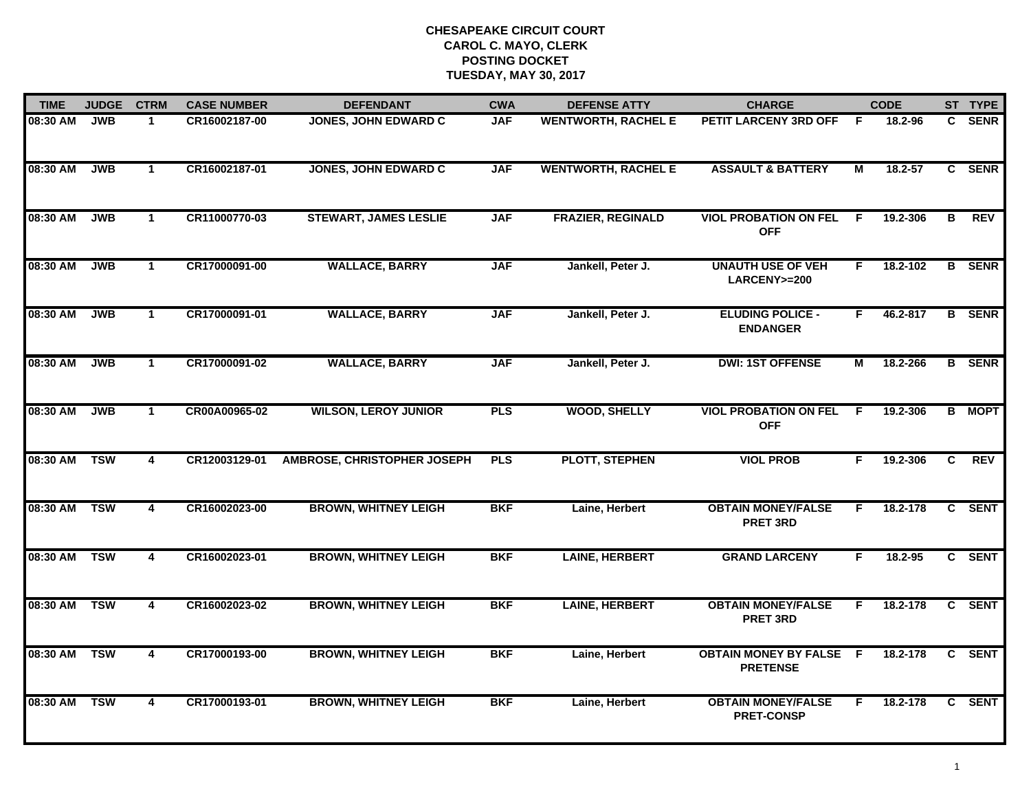**CHESAPEAKE CIRCUIT COURT**
**CAROL C. MAYO, CLERK**
**POSTING DOCKET**
**TUESDAY, MAY 30, 2017**

| TIME | JUDGE | CTRM | CASE NUMBER | DEFENDANT | CWA | DEFENSE ATTY | CHARGE | | CODE | ST | TYPE |
|---|---|---|---|---|---|---|---|---|---|---|---|
| 08:30 AM | JWB | 1 | CR16002187-00 | JONES, JOHN EDWARD C | JAF | WENTWORTH, RACHEL E | PETIT LARCENY 3RD OFF | F | 18.2-96 | C | SENR |
| 08:30 AM | JWB | 1 | CR16002187-01 | JONES, JOHN EDWARD C | JAF | WENTWORTH, RACHEL E | ASSAULT & BATTERY | M | 18.2-57 | C | SENR |
| 08:30 AM | JWB | 1 | CR11000770-03 | STEWART, JAMES LESLIE | JAF | FRAZIER, REGINALD | VIOL PROBATION ON FEL OFF | F | 19.2-306 | B | REV |
| 08:30 AM | JWB | 1 | CR17000091-00 | WALLACE, BARRY | JAF | Jankell, Peter J. | UNAUTH USE OF VEH LARCENY>=200 | F | 18.2-102 | B | SENR |
| 08:30 AM | JWB | 1 | CR17000091-01 | WALLACE, BARRY | JAF | Jankell, Peter J. | ELUDING POLICE - ENDANGER | F | 46.2-817 | B | SENR |
| 08:30 AM | JWB | 1 | CR17000091-02 | WALLACE, BARRY | JAF | Jankell, Peter J. | DWI: 1ST OFFENSE | M | 18.2-266 | B | SENR |
| 08:30 AM | JWB | 1 | CR00A00965-02 | WILSON, LEROY JUNIOR | PLS | WOOD, SHELLY | VIOL PROBATION ON FEL OFF | F | 19.2-306 | B | MOPT |
| 08:30 AM | TSW | 4 | CR12003129-01 | AMBROSE, CHRISTOPHER JOSEPH | PLS | PLOTT, STEPHEN | VIOL PROB | F | 19.2-306 | C | REV |
| 08:30 AM | TSW | 4 | CR16002023-00 | BROWN, WHITNEY LEIGH | BKF | Laine, Herbert | OBTAIN MONEY/FALSE PRET 3RD | F | 18.2-178 | C | SENT |
| 08:30 AM | TSW | 4 | CR16002023-01 | BROWN, WHITNEY LEIGH | BKF | LAINE, HERBERT | GRAND LARCENY | F | 18.2-95 | C | SENT |
| 08:30 AM | TSW | 4 | CR16002023-02 | BROWN, WHITNEY LEIGH | BKF | LAINE, HERBERT | OBTAIN MONEY/FALSE PRET 3RD | F | 18.2-178 | C | SENT |
| 08:30 AM | TSW | 4 | CR17000193-00 | BROWN, WHITNEY LEIGH | BKF | Laine, Herbert | OBTAIN MONEY BY FALSE PRETENSE | F | 18.2-178 | C | SENT |
| 08:30 AM | TSW | 4 | CR17000193-01 | BROWN, WHITNEY LEIGH | BKF | Laine, Herbert | OBTAIN MONEY/FALSE PRET-CONSP | F | 18.2-178 | C | SENT |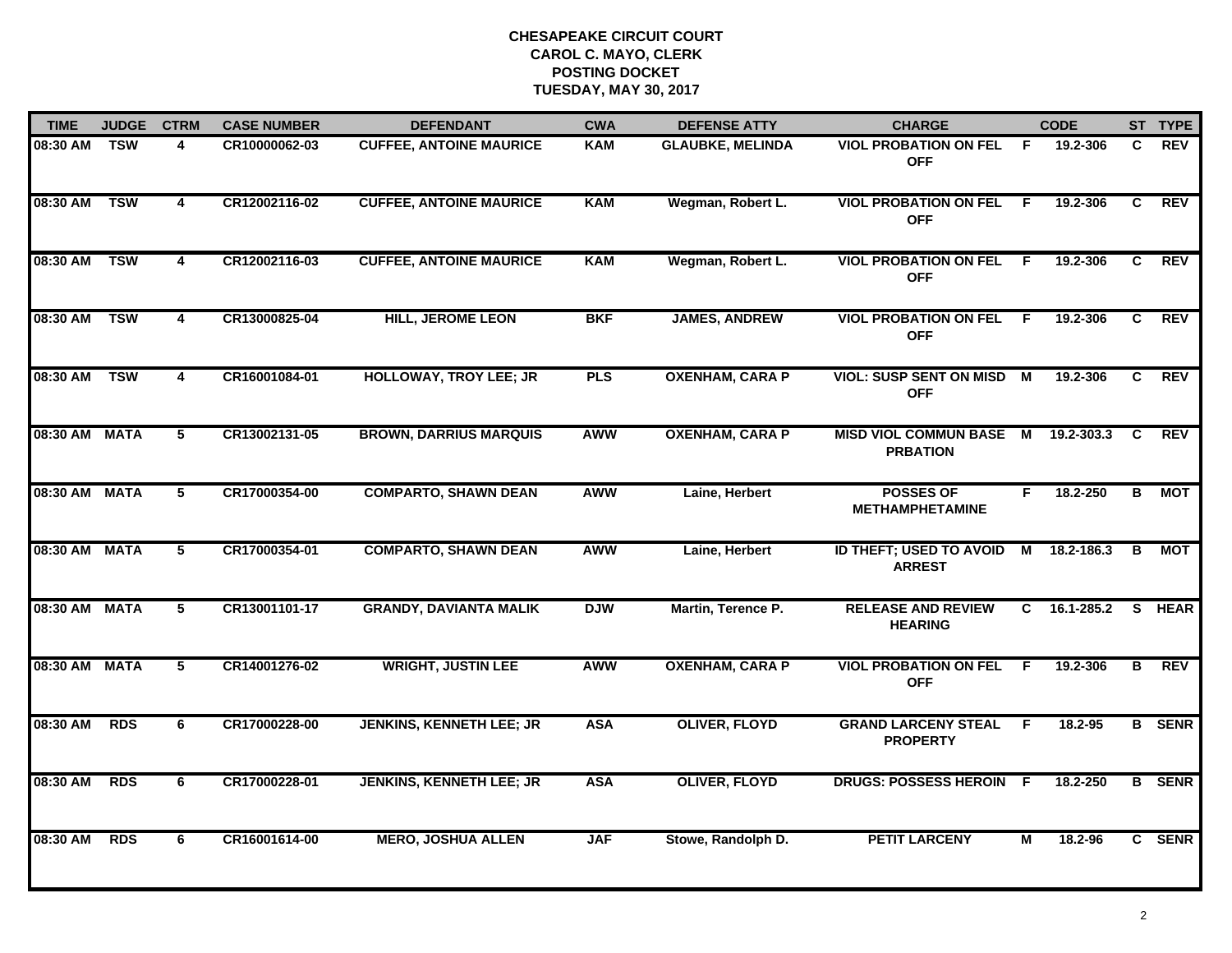**CHESAPEAKE CIRCUIT COURT**
**CAROL C. MAYO, CLERK**
**POSTING DOCKET**
**TUESDAY, MAY 30, 2017**

| TIME | JUDGE | CTRM | CASE NUMBER | DEFENDANT | CWA | DEFENSE ATTY | CHARGE | | CODE | ST | TYPE |
|---|---|---|---|---|---|---|---|---|---|---|---|
| 08:30 AM | TSW | 4 | CR10000062-03 | CUFFEE, ANTOINE MAURICE | KAM | GLAUBKE, MELINDA | VIOL PROBATION ON FEL OFF | F | 19.2-306 | C | REV |
| 08:30 AM | TSW | 4 | CR12002116-02 | CUFFEE, ANTOINE MAURICE | KAM | Wegman, Robert L. | VIOL PROBATION ON FEL OFF | F | 19.2-306 | C | REV |
| 08:30 AM | TSW | 4 | CR12002116-03 | CUFFEE, ANTOINE MAURICE | KAM | Wegman, Robert L. | VIOL PROBATION ON FEL OFF | F | 19.2-306 | C | REV |
| 08:30 AM | TSW | 4 | CR13000825-04 | HILL, JEROME LEON | BKF | JAMES, ANDREW | VIOL PROBATION ON FEL OFF | F | 19.2-306 | C | REV |
| 08:30 AM | TSW | 4 | CR16001084-01 | HOLLOWAY, TROY LEE; JR | PLS | OXENHAM, CARA P | VIOL: SUSP SENT ON MISD OFF | M | 19.2-306 | C | REV |
| 08:30 AM | MATA | 5 | CR13002131-05 | BROWN, DARRIUS MARQUIS | AWW | OXENHAM, CARA P | MISD VIOL COMMUN BASE PRBATION | M | 19.2-303.3 | C | REV |
| 08:30 AM | MATA | 5 | CR17000354-00 | COMPARTO, SHAWN DEAN | AWW | Laine, Herbert | POSSES OF METHAMPHETAMINE | F | 18.2-250 | B | MOT |
| 08:30 AM | MATA | 5 | CR17000354-01 | COMPARTO, SHAWN DEAN | AWW | Laine, Herbert | ID THEFT; USED TO AVOID ARREST | M | 18.2-186.3 | B | MOT |
| 08:30 AM | MATA | 5 | CR13001101-17 | GRANDY, DAVIANTA MALIK | DJW | Martin, Terence P. | RELEASE AND REVIEW HEARING | C | 16.1-285.2 | S | HEAR |
| 08:30 AM | MATA | 5 | CR14001276-02 | WRIGHT, JUSTIN LEE | AWW | OXENHAM, CARA P | VIOL PROBATION ON FEL OFF | F | 19.2-306 | B | REV |
| 08:30 AM | RDS | 6 | CR17000228-00 | JENKINS, KENNETH LEE; JR | ASA | OLIVER, FLOYD | GRAND LARCENY STEAL PROPERTY | F | 18.2-95 | B | SENR |
| 08:30 AM | RDS | 6 | CR17000228-01 | JENKINS, KENNETH LEE; JR | ASA | OLIVER, FLOYD | DRUGS: POSSESS HEROIN | F | 18.2-250 | B | SENR |
| 08:30 AM | RDS | 6 | CR16001614-00 | MERO, JOSHUA ALLEN | JAF | Stowe, Randolph D. | PETIT LARCENY | M | 18.2-96 | C | SENR |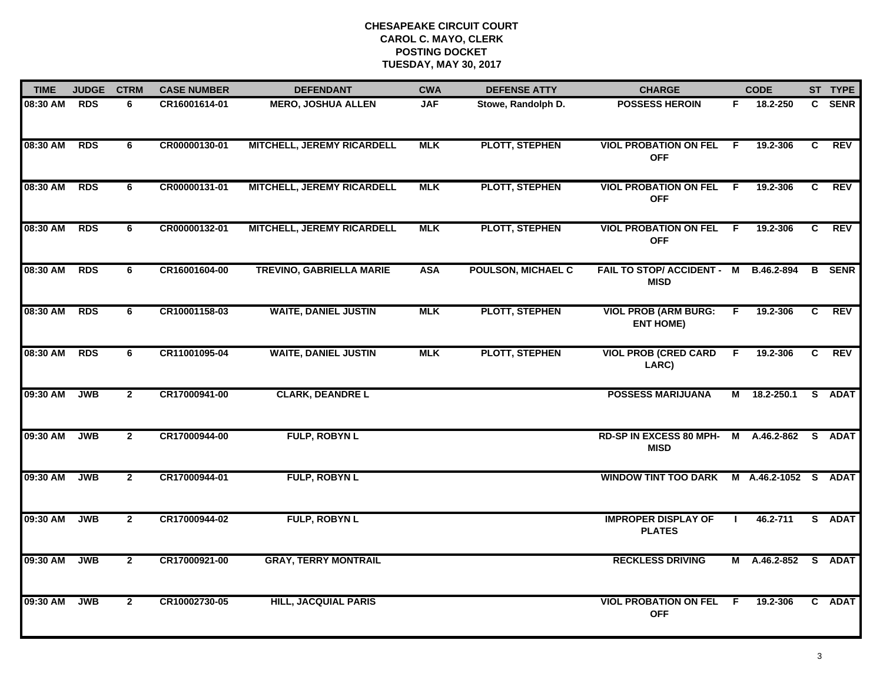**CHESAPEAKE CIRCUIT COURT**
**CAROL C. MAYO, CLERK**
**POSTING DOCKET**
**TUESDAY, MAY 30, 2017**

| TIME | JUDGE | CTRM | CASE NUMBER | DEFENDANT | CWA | DEFENSE ATTY | CHARGE | | CODE | ST | TYPE |
|---|---|---|---|---|---|---|---|---|---|---|---|
| 08:30 AM | RDS | 6 | CR16001614-01 | MERO, JOSHUA ALLEN | JAF | Stowe, Randolph D. | POSSESS HEROIN | F | 18.2-250 | C | SENR |
| 08:30 AM | RDS | 6 | CR00000130-01 | MITCHELL, JEREMY RICARDELL | MLK | PLOTT, STEPHEN | VIOL PROBATION ON FEL OFF | F | 19.2-306 | C | REV |
| 08:30 AM | RDS | 6 | CR00000131-01 | MITCHELL, JEREMY RICARDELL | MLK | PLOTT, STEPHEN | VIOL PROBATION ON FEL OFF | F | 19.2-306 | C | REV |
| 08:30 AM | RDS | 6 | CR00000132-01 | MITCHELL, JEREMY RICARDELL | MLK | PLOTT, STEPHEN | VIOL PROBATION ON FEL OFF | F | 19.2-306 | C | REV |
| 08:30 AM | RDS | 6 | CR16001604-00 | TREVINO, GABRIELLA MARIE | ASA | POULSON, MICHAEL C | FAIL TO STOP/ ACCIDENT - MISD | M | B.46.2-894 | B | SENR |
| 08:30 AM | RDS | 6 | CR10001158-03 | WAITE, DANIEL JUSTIN | MLK | PLOTT, STEPHEN | VIOL PROB (ARM BURG: ENT HOME) | F | 19.2-306 | C | REV |
| 08:30 AM | RDS | 6 | CR11001095-04 | WAITE, DANIEL JUSTIN | MLK | PLOTT, STEPHEN | VIOL PROB (CRED CARD LARC) | F | 19.2-306 | C | REV |
| 09:30 AM | JWB | 2 | CR17000941-00 | CLARK, DEANDRE L | | | POSSESS MARIJUANA | M | 18.2-250.1 | S | ADAT |
| 09:30 AM | JWB | 2 | CR17000944-00 | FULP, ROBYN L | | | RD-SP IN EXCESS 80 MPH-MISD | M | A.46.2-862 | S | ADAT |
| 09:30 AM | JWB | 2 | CR17000944-01 | FULP, ROBYN L | | | WINDOW TINT TOO DARK | M | A.46.2-1052 | S | ADAT |
| 09:30 AM | JWB | 2 | CR17000944-02 | FULP, ROBYN L | | | IMPROPER DISPLAY OF PLATES | I | 46.2-711 | S | ADAT |
| 09:30 AM | JWB | 2 | CR17000921-00 | GRAY, TERRY MONTRAIL | | | RECKLESS DRIVING | M | A.46.2-852 | S | ADAT |
| 09:30 AM | JWB | 2 | CR10002730-05 | HILL, JACQUIAL PARIS | | | VIOL PROBATION ON FEL OFF | F | 19.2-306 | C | ADAT |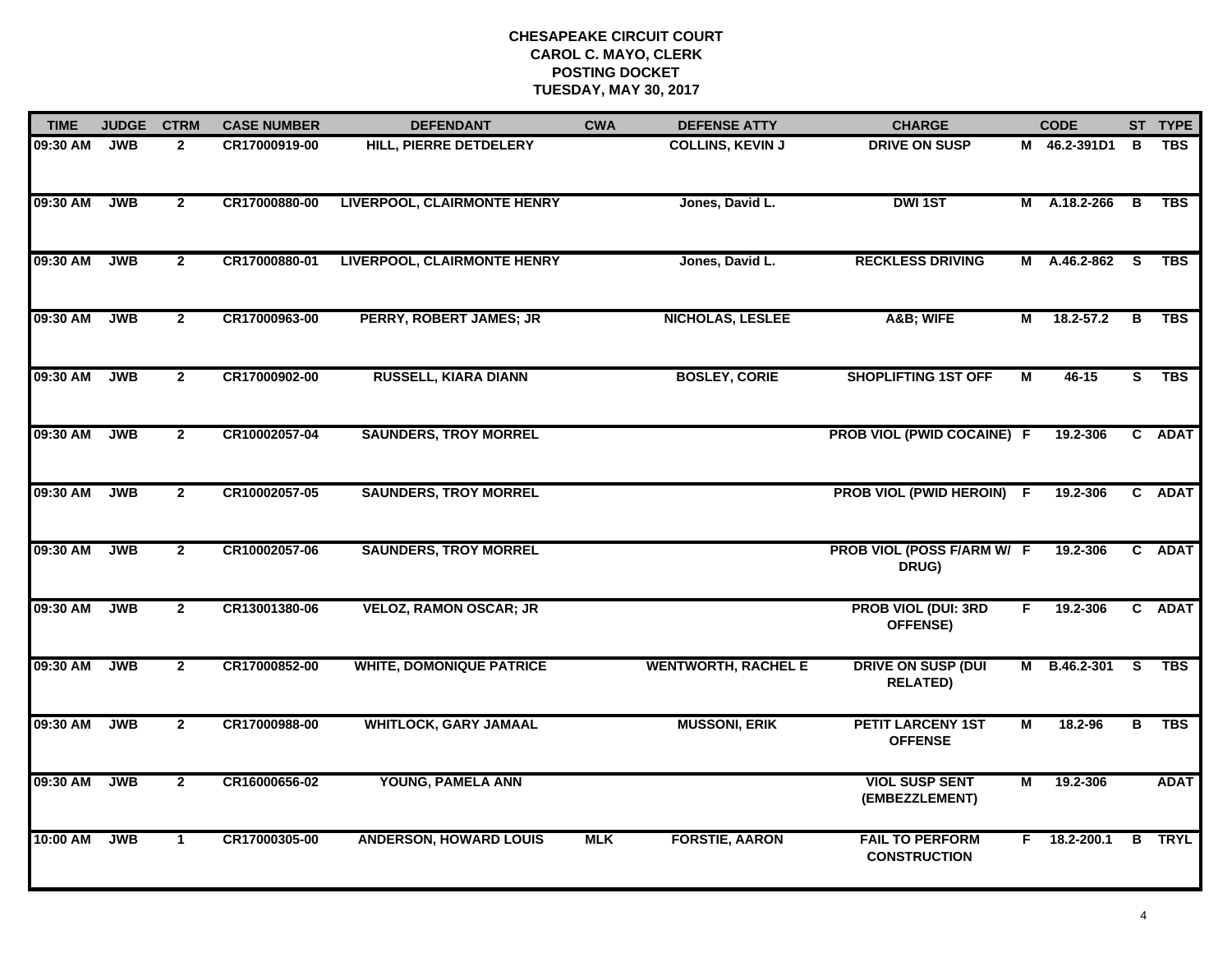**CHESAPEAKE CIRCUIT COURT**
**CAROL C. MAYO, CLERK**
**POSTING DOCKET**
**TUESDAY, MAY 30, 2017**

| TIME | JUDGE | CTRM | CASE NUMBER | DEFENDANT | CWA | DEFENSE ATTY | CHARGE | | CODE | ST | TYPE |
|---|---|---|---|---|---|---|---|---|---|---|---|
| 09:30 AM | JWB | 2 | CR17000919-00 | HILL, PIERRE DETDELERY | | COLLINS, KEVIN J | DRIVE ON SUSP | M | 46.2-391D1 | B | TBS |
| 09:30 AM | JWB | 2 | CR17000880-00 | LIVERPOOL, CLAIRMONTE HENRY | | Jones, David L. | DWI 1ST | M | A.18.2-266 | B | TBS |
| 09:30 AM | JWB | 2 | CR17000880-01 | LIVERPOOL, CLAIRMONTE HENRY | | Jones, David L. | RECKLESS DRIVING | M | A.46.2-862 | S | TBS |
| 09:30 AM | JWB | 2 | CR17000963-00 | PERRY, ROBERT JAMES; JR | | NICHOLAS, LESLEE | A&B; WIFE | M | 18.2-57.2 | B | TBS |
| 09:30 AM | JWB | 2 | CR17000902-00 | RUSSELL, KIARA DIANN | | BOSLEY, CORIE | SHOPLIFTING 1ST OFF | M | 46-15 | S | TBS |
| 09:30 AM | JWB | 2 | CR10002057-04 | SAUNDERS, TROY MORREL | | | PROB VIOL (PWID COCAINE) | F | 19.2-306 | C | ADAT |
| 09:30 AM | JWB | 2 | CR10002057-05 | SAUNDERS, TROY MORREL | | | PROB VIOL (PWID HEROIN) | F | 19.2-306 | C | ADAT |
| 09:30 AM | JWB | 2 | CR10002057-06 | SAUNDERS, TROY MORREL | | | PROB VIOL (POSS F/ARM W/ DRUG) | F | 19.2-306 | C | ADAT |
| 09:30 AM | JWB | 2 | CR13001380-06 | VELOZ, RAMON OSCAR; JR | | | PROB VIOL (DUI: 3RD OFFENSE) | F | 19.2-306 | C | ADAT |
| 09:30 AM | JWB | 2 | CR17000852-00 | WHITE, DOMONIQUE PATRICE | | WENTWORTH, RACHEL E | DRIVE ON SUSP (DUI RELATED) | M | B.46.2-301 | S | TBS |
| 09:30 AM | JWB | 2 | CR17000988-00 | WHITLOCK, GARY JAMAAL | | MUSSONI, ERIK | PETIT LARCENY 1ST OFFENSE | M | 18.2-96 | B | TBS |
| 09:30 AM | JWB | 2 | CR16000656-02 | YOUNG, PAMELA ANN | | | VIOL SUSP SENT (EMBEZZLEMENT) | M | 19.2-306 | | ADAT |
| 10:00 AM | JWB | 1 | CR17000305-00 | ANDERSON, HOWARD LOUIS | MLK | FORSTIE, AARON | FAIL TO PERFORM CONSTRUCTION | F | 18.2-200.1 | B | TRYL |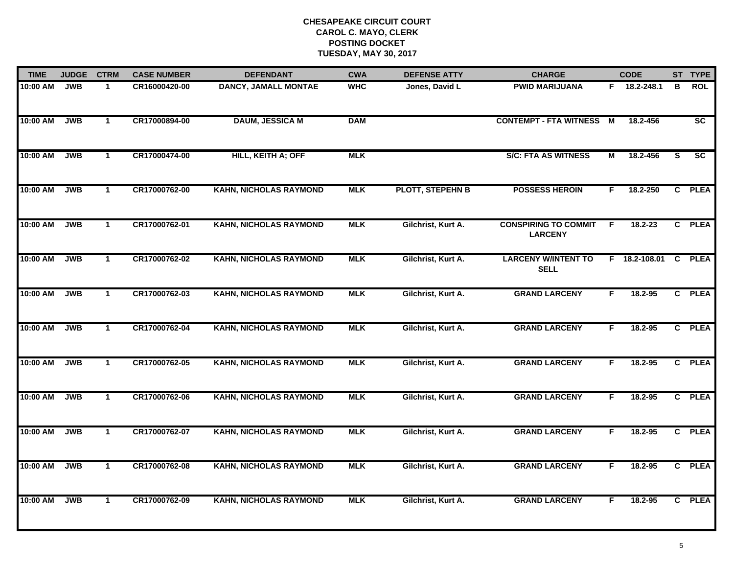**CHESAPEAKE CIRCUIT COURT**
**CAROL C. MAYO, CLERK**
**POSTING DOCKET**
**TUESDAY, MAY 30, 2017**

| TIME | JUDGE | CTRM | CASE NUMBER | DEFENDANT | CWA | DEFENSE ATTY | CHARGE | | CODE | ST | TYPE |
|---|---|---|---|---|---|---|---|---|---|---|---|
| 10:00 AM | JWB | 1 | CR16000420-00 | DANCY, JAMALL MONTAE | WHC | Jones, David L | PWID MARIJUANA | F | 18.2-248.1 | B | ROL |
| 10:00 AM | JWB | 1 | CR17000894-00 | DAUM, JESSICA M | DAM | | CONTEMPT - FTA WITNESS | M | 18.2-456 | | SC |
| 10:00 AM | JWB | 1 | CR17000474-00 | HILL, KEITH A; OFF | MLK | | S/C: FTA AS WITNESS | M | 18.2-456 | S | SC |
| 10:00 AM | JWB | 1 | CR17000762-00 | KAHN, NICHOLAS RAYMOND | MLK | PLOTT, STEPEHN B | POSSESS HEROIN | F | 18.2-250 | C | PLEA |
| 10:00 AM | JWB | 1 | CR17000762-01 | KAHN, NICHOLAS RAYMOND | MLK | Gilchrist, Kurt A. | CONSPIRING TO COMMIT LARCENY | F | 18.2-23 | C | PLEA |
| 10:00 AM | JWB | 1 | CR17000762-02 | KAHN, NICHOLAS RAYMOND | MLK | Gilchrist, Kurt A. | LARCENY W/INTENT TO SELL | F | 18.2-108.01 | C | PLEA |
| 10:00 AM | JWB | 1 | CR17000762-03 | KAHN, NICHOLAS RAYMOND | MLK | Gilchrist, Kurt A. | GRAND LARCENY | F | 18.2-95 | C | PLEA |
| 10:00 AM | JWB | 1 | CR17000762-04 | KAHN, NICHOLAS RAYMOND | MLK | Gilchrist, Kurt A. | GRAND LARCENY | F | 18.2-95 | C | PLEA |
| 10:00 AM | JWB | 1 | CR17000762-05 | KAHN, NICHOLAS RAYMOND | MLK | Gilchrist, Kurt A. | GRAND LARCENY | F | 18.2-95 | C | PLEA |
| 10:00 AM | JWB | 1 | CR17000762-06 | KAHN, NICHOLAS RAYMOND | MLK | Gilchrist, Kurt A. | GRAND LARCENY | F | 18.2-95 | C | PLEA |
| 10:00 AM | JWB | 1 | CR17000762-07 | KAHN, NICHOLAS RAYMOND | MLK | Gilchrist, Kurt A. | GRAND LARCENY | F | 18.2-95 | C | PLEA |
| 10:00 AM | JWB | 1 | CR17000762-08 | KAHN, NICHOLAS RAYMOND | MLK | Gilchrist, Kurt A. | GRAND LARCENY | F | 18.2-95 | C | PLEA |
| 10:00 AM | JWB | 1 | CR17000762-09 | KAHN, NICHOLAS RAYMOND | MLK | Gilchrist, Kurt A. | GRAND LARCENY | F | 18.2-95 | C | PLEA |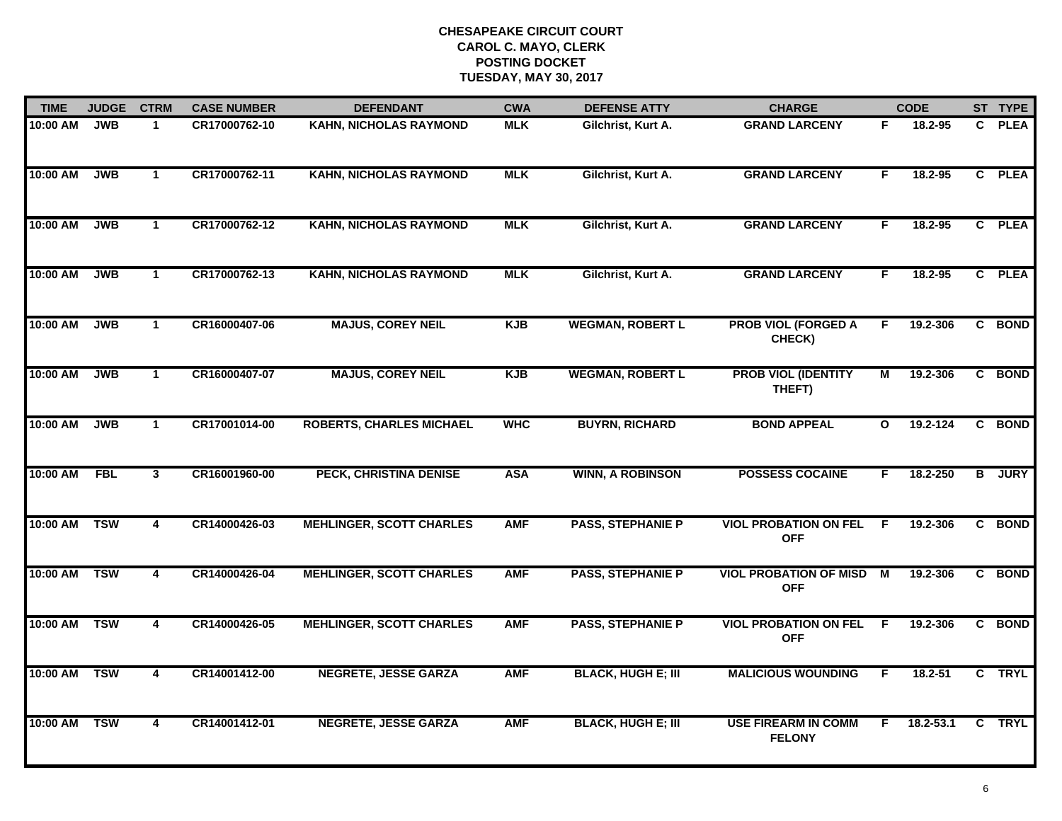# CHESAPEAKE CIRCUIT COURT
## CAROL C. MAYO, CLERK
## POSTING DOCKET
## TUESDAY, MAY 30, 2017

| TIME | JUDGE | CTRM | CASE NUMBER | DEFENDANT | CWA | DEFENSE ATTY | CHARGE | | CODE | ST | TYPE |
|---|---|---|---|---|---|---|---|---|---|---|---|
| 10:00 AM | JWB | 1 | CR17000762-10 | KAHN, NICHOLAS RAYMOND | MLK | Gilchrist, Kurt A. | GRAND LARCENY | F | 18.2-95 | C | PLEA |
| 10:00 AM | JWB | 1 | CR17000762-11 | KAHN, NICHOLAS RAYMOND | MLK | Gilchrist, Kurt A. | GRAND LARCENY | F | 18.2-95 | C | PLEA |
| 10:00 AM | JWB | 1 | CR17000762-12 | KAHN, NICHOLAS RAYMOND | MLK | Gilchrist, Kurt A. | GRAND LARCENY | F | 18.2-95 | C | PLEA |
| 10:00 AM | JWB | 1 | CR17000762-13 | KAHN, NICHOLAS RAYMOND | MLK | Gilchrist, Kurt A. | GRAND LARCENY | F | 18.2-95 | C | PLEA |
| 10:00 AM | JWB | 1 | CR16000407-06 | MAJUS, COREY NEIL | KJB | WEGMAN, ROBERT L | PROB VIOL (FORGED A CHECK) | F | 19.2-306 | C | BOND |
| 10:00 AM | JWB | 1 | CR16000407-07 | MAJUS, COREY NEIL | KJB | WEGMAN, ROBERT L | PROB VIOL (IDENTITY THEFT) | M | 19.2-306 | C | BOND |
| 10:00 AM | JWB | 1 | CR17001014-00 | ROBERTS, CHARLES MICHAEL | WHC | BUYRN, RICHARD | BOND APPEAL | O | 19.2-124 | C | BOND |
| 10:00 AM | FBL | 3 | CR16001960-00 | PECK, CHRISTINA DENISE | ASA | WINN, A ROBINSON | POSSESS COCAINE | F | 18.2-250 | B | JURY |
| 10:00 AM | TSW | 4 | CR14000426-03 | MEHLINGER, SCOTT CHARLES | AMF | PASS, STEPHANIE P | VIOL PROBATION ON FEL OFF | F | 19.2-306 | C | BOND |
| 10:00 AM | TSW | 4 | CR14000426-04 | MEHLINGER, SCOTT CHARLES | AMF | PASS, STEPHANIE P | VIOL PROBATION OF MISD OFF | M | 19.2-306 | C | BOND |
| 10:00 AM | TSW | 4 | CR14000426-05 | MEHLINGER, SCOTT CHARLES | AMF | PASS, STEPHANIE P | VIOL PROBATION ON FEL OFF | F | 19.2-306 | C | BOND |
| 10:00 AM | TSW | 4 | CR14001412-00 | NEGRETE, JESSE GARZA | AMF | BLACK, HUGH E; III | MALICIOUS WOUNDING | F | 18.2-51 | C | TRYL |
| 10:00 AM | TSW | 4 | CR14001412-01 | NEGRETE, JESSE GARZA | AMF | BLACK, HUGH E; III | USE FIREARM IN COMM FELONY | F | 18.2-53.1 | C | TRYL |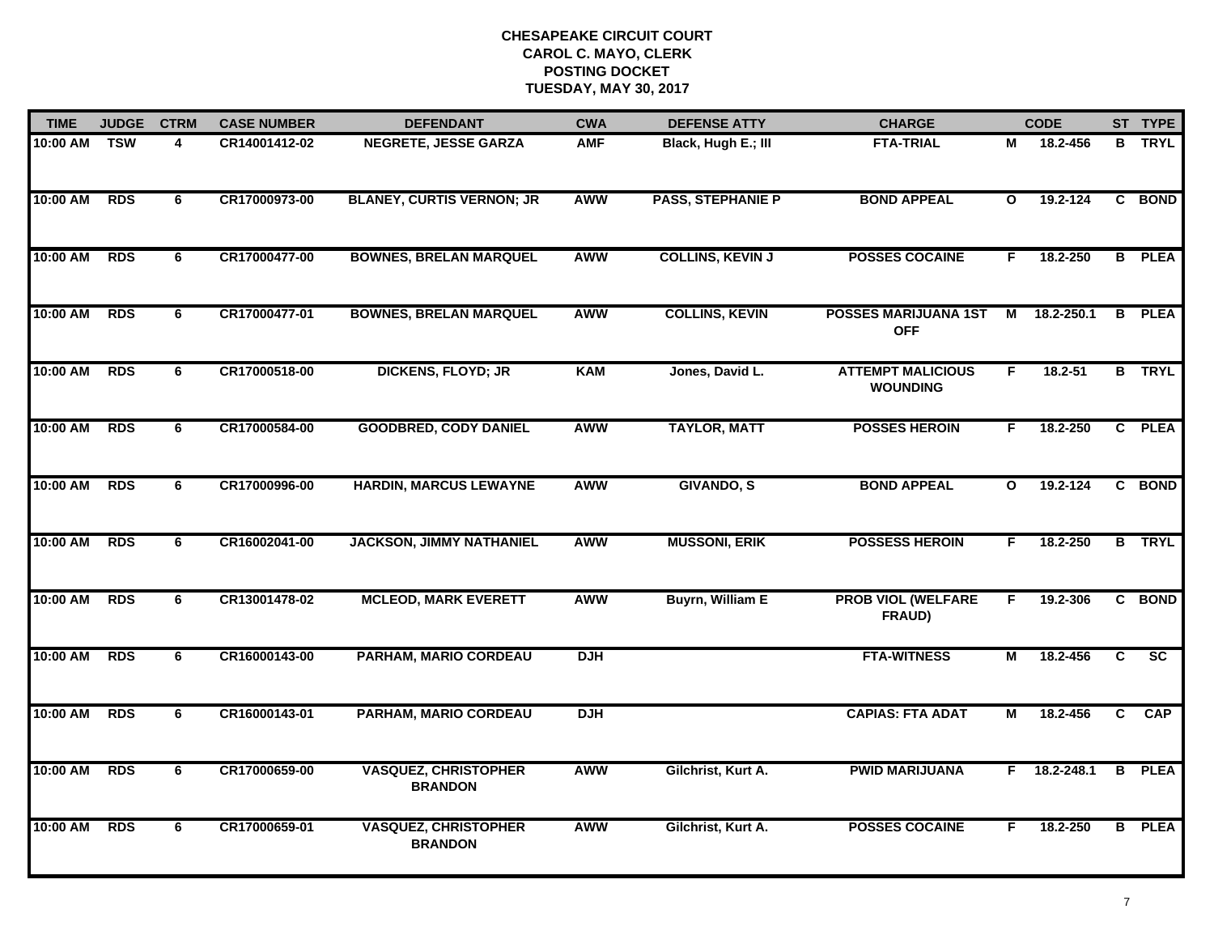**CHESAPEAKE CIRCUIT COURT**
**CAROL C. MAYO, CLERK**
**POSTING DOCKET**
**TUESDAY, MAY 30, 2017**

| TIME | JUDGE | CTRM | CASE NUMBER | DEFENDANT | CWA | DEFENSE ATTY | CHARGE | | CODE | ST | TYPE |
|---|---|---|---|---|---|---|---|---|---|---|---|
| 10:00 AM | TSW | 4 | CR14001412-02 | NEGRETE, JESSE GARZA | AMF | Black, Hugh E.; III | FTA-TRIAL | M | 18.2-456 | B | TRYL |
| 10:00 AM | RDS | 6 | CR17000973-00 | BLANEY, CURTIS VERNON; JR | AWW | PASS, STEPHANIE P | BOND APPEAL | O | 19.2-124 | C | BOND |
| 10:00 AM | RDS | 6 | CR17000477-00 | BOWNES, BRELAN MARQUEL | AWW | COLLINS, KEVIN J | POSSES COCAINE | F | 18.2-250 | B | PLEA |
| 10:00 AM | RDS | 6 | CR17000477-01 | BOWNES, BRELAN MARQUEL | AWW | COLLINS, KEVIN | POSSES MARIJUANA 1ST OFF | M | 18.2-250.1 | B | PLEA |
| 10:00 AM | RDS | 6 | CR17000518-00 | DICKENS, FLOYD; JR | KAM | Jones, David L. | ATTEMPT MALICIOUS WOUNDING | F | 18.2-51 | B | TRYL |
| 10:00 AM | RDS | 6 | CR17000584-00 | GOODBRED, CODY DANIEL | AWW | TAYLOR, MATT | POSSES HEROIN | F | 18.2-250 | C | PLEA |
| 10:00 AM | RDS | 6 | CR17000996-00 | HARDIN, MARCUS LEWAYNE | AWW | GIVANDO, S | BOND APPEAL | O | 19.2-124 | C | BOND |
| 10:00 AM | RDS | 6 | CR16002041-00 | JACKSON, JIMMY NATHANIEL | AWW | MUSSONI, ERIK | POSSESS HEROIN | F | 18.2-250 | B | TRYL |
| 10:00 AM | RDS | 6 | CR13001478-02 | MCLEOD, MARK EVERETT | AWW | Buyrn, William E | PROB VIOL (WELFARE FRAUD) | F | 19.2-306 | C | BOND |
| 10:00 AM | RDS | 6 | CR16000143-00 | PARHAM, MARIO CORDEAU | DJH | | FTA-WITNESS | M | 18.2-456 | C | SC |
| 10:00 AM | RDS | 6 | CR16000143-01 | PARHAM, MARIO CORDEAU | DJH | | CAPIAS: FTA ADAT | M | 18.2-456 | C | CAP |
| 10:00 AM | RDS | 6 | CR17000659-00 | VASQUEZ, CHRISTOPHER BRANDON | AWW | Gilchrist, Kurt A. | PWID MARIJUANA | F | 18.2-248.1 | B | PLEA |
| 10:00 AM | RDS | 6 | CR17000659-01 | VASQUEZ, CHRISTOPHER BRANDON | AWW | Gilchrist, Kurt A. | POSSES COCAINE | F | 18.2-250 | B | PLEA |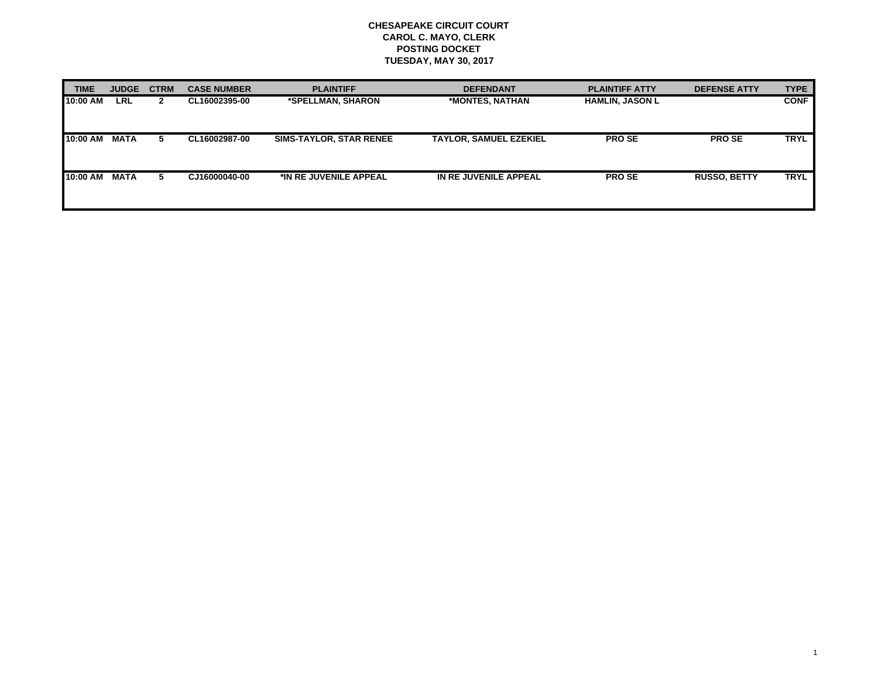**CHESAPEAKE CIRCUIT COURT**
**CAROL C. MAYO, CLERK**
**POSTING DOCKET**
**TUESDAY, MAY 30, 2017**

| TIME | JUDGE | CTRM | CASE NUMBER | PLAINTIFF | DEFENDANT | PLAINTIFF ATTY | DEFENSE ATTY | TYPE |
|---|---|---|---|---|---|---|---|---|
| 10:00 AM | LRL | 2 | CL16002395-00 | *SPELLMAN, SHARON | *MONTES, NATHAN | HAMLIN, JASON L | | CONF |
| 10:00 AM | MATA | 5 | CL16002987-00 | SIMS-TAYLOR, STAR RENEE | TAYLOR, SAMUEL EZEKIEL | PRO SE | PRO SE | TRYL |
| 10:00 AM | MATA | 5 | CJ16000040-00 | *IN RE JUVENILE APPEAL | IN RE JUVENILE APPEAL | PRO SE | RUSSO, BETTY | TRYL |